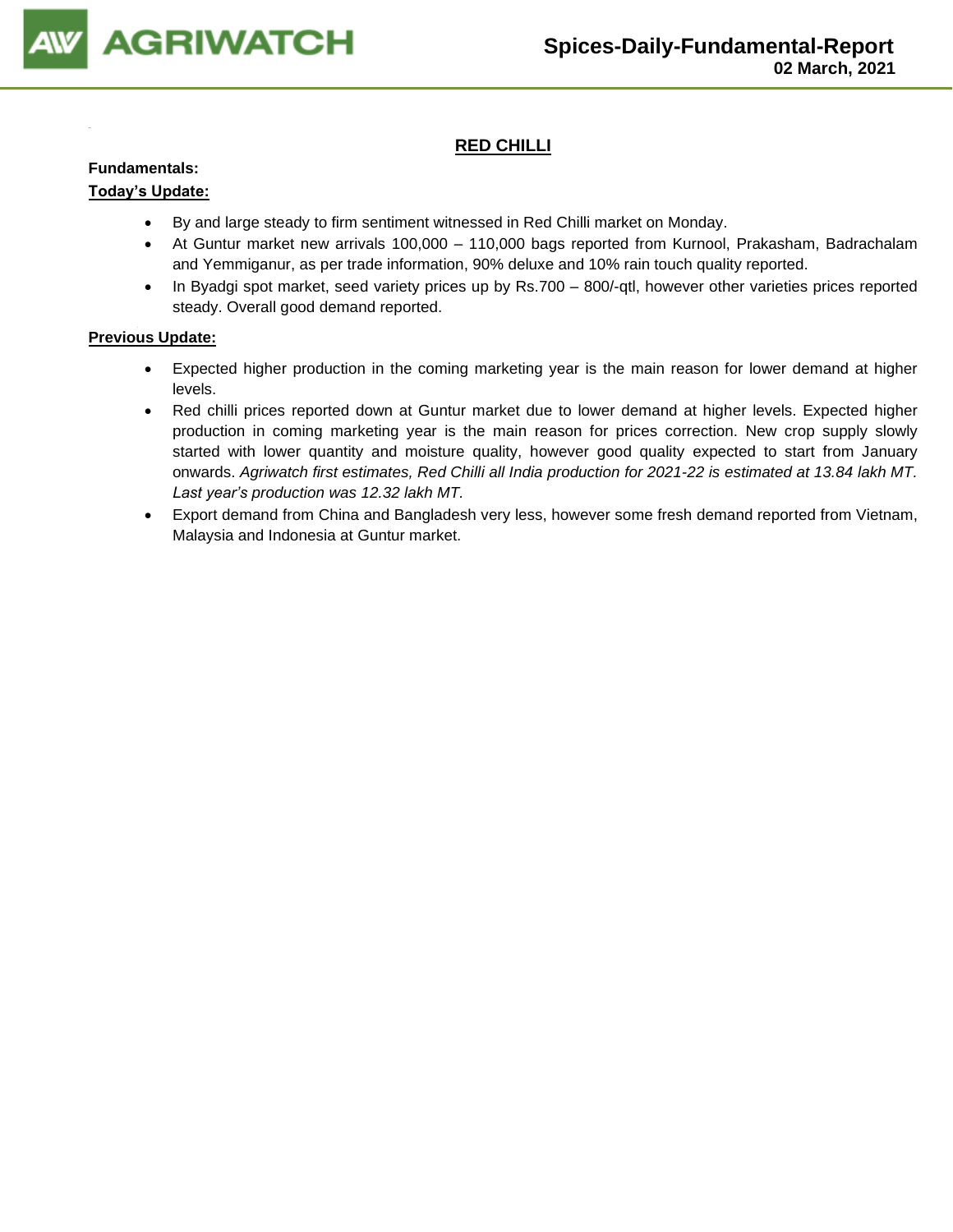# RED CHILLI

**Fundamentals:**

**Today's Update:**

- By and large steady to firm sentiment witnessed in Red Chilli market on Monday.
- At Guntur market new arrivals 100,000 – 110,000 bags reported from Kurnool, Prakasham, Badrachalam and Yemmiganur, as per trade information, 90% deluxe and 10% rain touch quality reported.
- In Byadgi spot market, seed variety prices up by Rs.700 – 800/-qtl, however other varieties prices reported steady. Overall good demand reported.

**Previous Update:**

- Expected higher production in the coming marketing year is the main reason for lower demand at higher levels.
- Red chilli prices reported down at Guntur market due to lower demand at higher levels. Expected higher production in coming marketing year is the main reason for prices correction. New crop supply slowly started with lower quantity and moisture quality, however good quality expected to start from January onwards. *Agriwatch first estimates, Red Chilli all India production for 2021-22 is estimated at 13.84 lakh MT. Last year's production was 12.32 lakh MT.*
- Export demand from China and Bangladesh very less, however some fresh demand reported from Vietnam, Malaysia and Indonesia at Guntur market.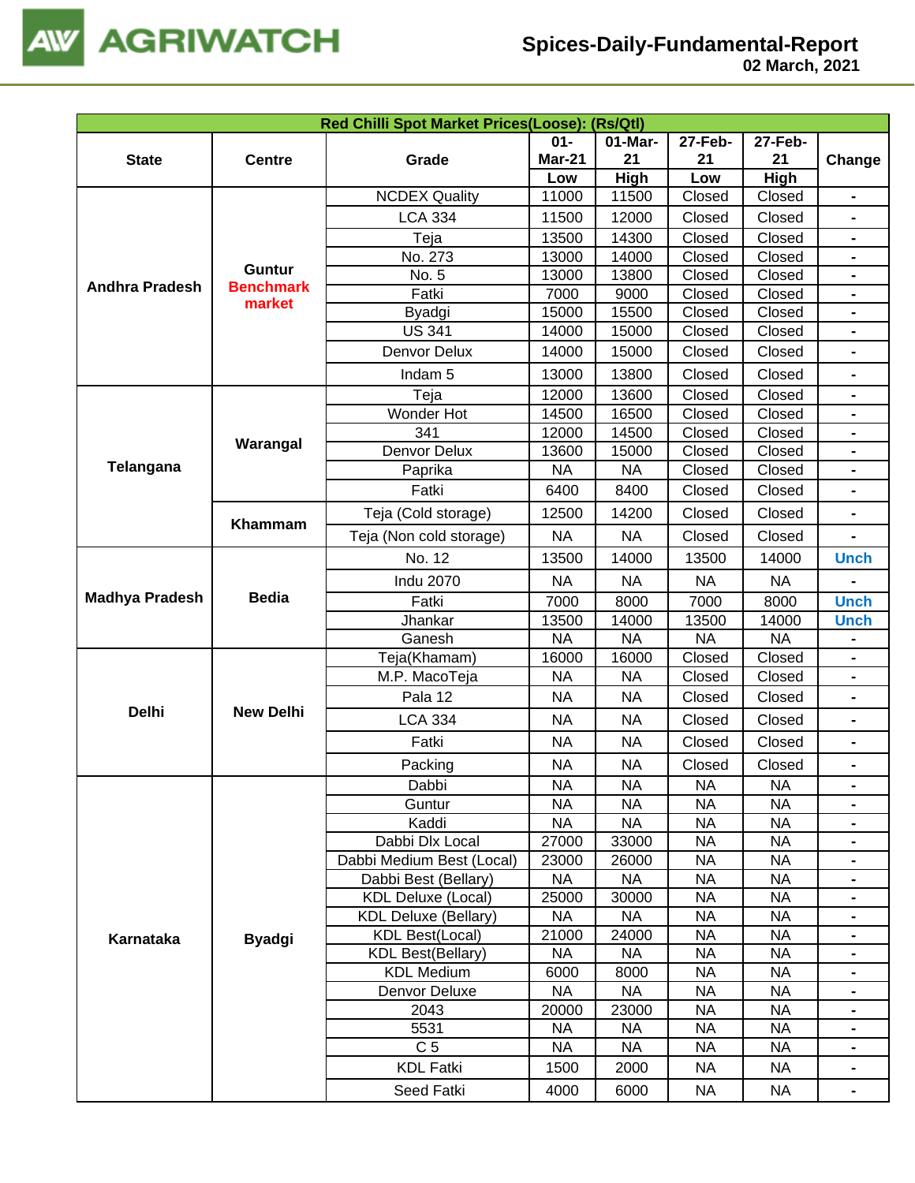| Red Chilli Spot Market Prices(Loose): (Rs/Qtl) | | | | | | | |
|---|---|---|---|---|---|---|---|
| State | Centre | Grade | 01-Mar-21 Low | 01-Mar-21 High | 27-Feb-21 Low | 27-Feb-21 High | Change |
| Andhra Pradesh | Guntur Benchmark market | NCDEX Quality | 11000 | 11500 | Closed | Closed | - |
| | | LCA 334 | 11500 | 12000 | Closed | Closed | - |
| | | Teja | 13500 | 14300 | Closed | Closed | - |
| | | No. 273 | 13000 | 14000 | Closed | Closed | - |
| | | No. 5 | 13000 | 13800 | Closed | Closed | - |
| | | Fatki | 7000 | 9000 | Closed | Closed | - |
| | | Byadgi | 15000 | 15500 | Closed | Closed | - |
| | | US 341 | 14000 | 15000 | Closed | Closed | - |
| | | Denvor Delux | 14000 | 15000 | Closed | Closed | - |
| | | Indam 5 | 13000 | 13800 | Closed | Closed | - |
| Telangana | Warangal | Teja | 12000 | 13600 | Closed | Closed | - |
| | | Wonder Hot | 14500 | 16500 | Closed | Closed | - |
| | | 341 | 12000 | 14500 | Closed | Closed | - |
| | | Denvor Delux | 13600 | 15000 | Closed | Closed | - |
| | | Paprika | NA | NA | Closed | Closed | - |
| | | Fatki | 6400 | 8400 | Closed | Closed | - |
| | Khammam | Teja (Cold storage) | 12500 | 14200 | Closed | Closed | - |
| | | Teja (Non cold storage) | NA | NA | Closed | Closed | - |
| Madhya Pradesh | Bedia | No. 12 | 13500 | 14000 | 13500 | 14000 | Unch |
| | | Indu 2070 | NA | NA | NA | NA | - |
| | | Fatki | 7000 | 8000 | 7000 | 8000 | Unch |
| | | Jhankar | 13500 | 14000 | 13500 | 14000 | Unch |
| | | Ganesh | NA | NA | NA | NA | - |
| Delhi | New Delhi | Teja(Khamam) | 16000 | 16000 | Closed | Closed | - |
| | | M.P. MacoTeja | NA | NA | Closed | Closed | - |
| | | Pala 12 | NA | NA | Closed | Closed | - |
| | | LCA 334 | NA | NA | Closed | Closed | - |
| | | Fatki | NA | NA | Closed | Closed | - |
| | | Packing | NA | NA | Closed | Closed | - |
| Karnataka | Byadgi | Dabbi | NA | NA | NA | NA | - |
| | | Guntur | NA | NA | NA | NA | - |
| | | Kaddi | NA | NA | NA | NA | - |
| | | Dabbi Dlx Local | 27000 | 33000 | NA | NA | - |
| | | Dabbi Medium Best (Local) | 23000 | 26000 | NA | NA | - |
| | | Dabbi Best (Bellary) | NA | NA | NA | NA | - |
| | | KDL Deluxe (Local) | 25000 | 30000 | NA | NA | - |
| | | KDL Deluxe (Bellary) | NA | NA | NA | NA | - |
| | | KDL Best(Local) | 21000 | 24000 | NA | NA | - |
| | | KDL Best(Bellary) | NA | NA | NA | NA | - |
| | | KDL Medium | 6000 | 8000 | NA | NA | - |
| | | Denvor Deluxe | NA | NA | NA | NA | - |
| | | 2043 | 20000 | 23000 | NA | NA | - |
| | | 5531 | NA | NA | NA | NA | - |
| | | C 5 | NA | NA | NA | NA | - |
| | | KDL Fatki | 1500 | 2000 | NA | NA | - |
| | | Seed Fatki | 4000 | 6000 | NA | NA | - |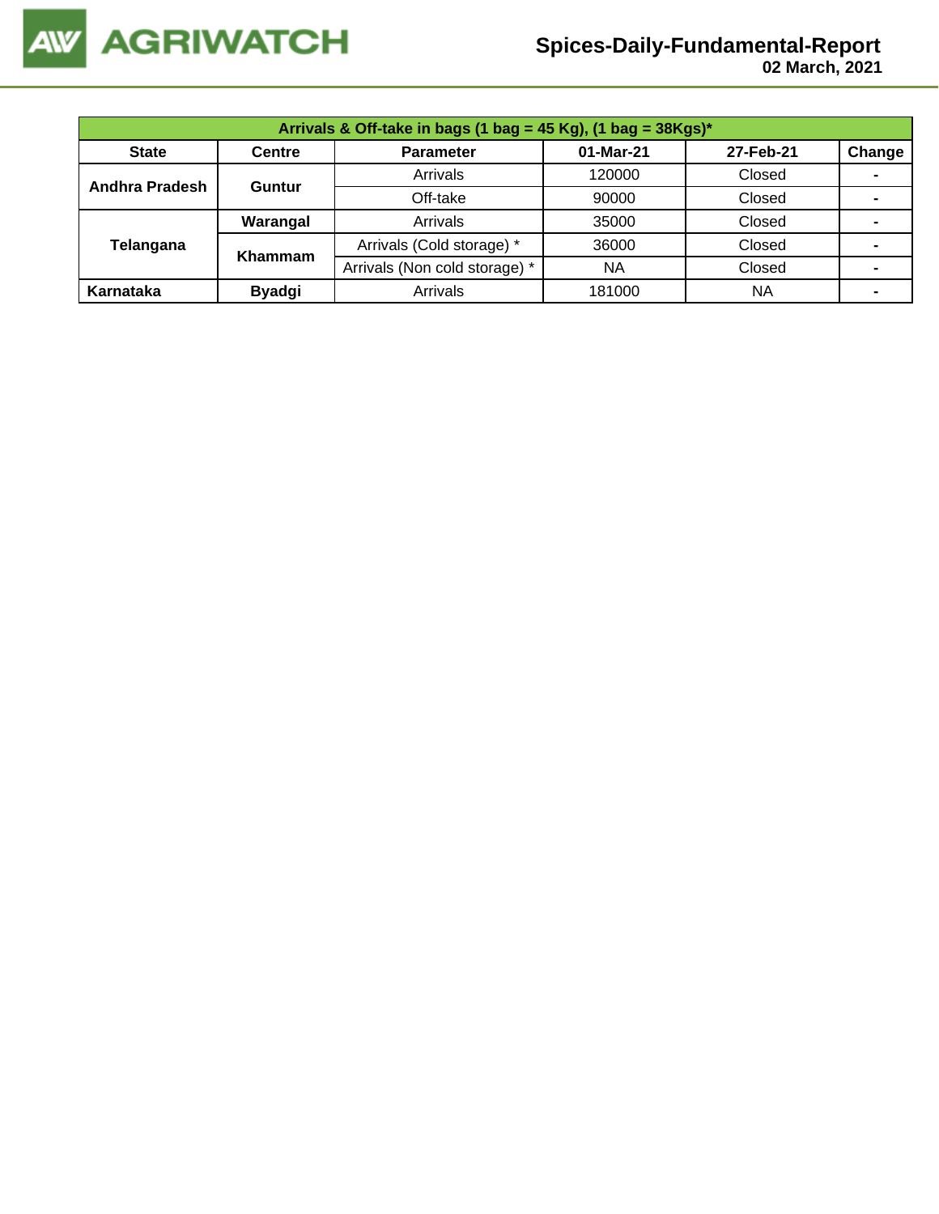| Arrivals & Off-take in bags (1 bag = 45 Kg), (1 bag = 38Kgs)* | | | | | |
|---|---|---|---|---|---|
| **State** | **Centre** | **Parameter** | **01-Mar-21** | **27-Feb-21** | **Change** |
| **Andhra Pradesh** | **Guntur** | Arrivals | 120000 | Closed | - |
| | | Off-take | 90000 | Closed | - |
| **Telangana** | **Warangal** | Arrivals | 35000 | Closed | - |
| | **Khammam** | Arrivals (Cold storage) * | 36000 | Closed | - |
| | | Arrivals (Non cold storage) * | NA | Closed | - |
| **Karnataka** | **Byadgi** | Arrivals | 181000 | NA | - |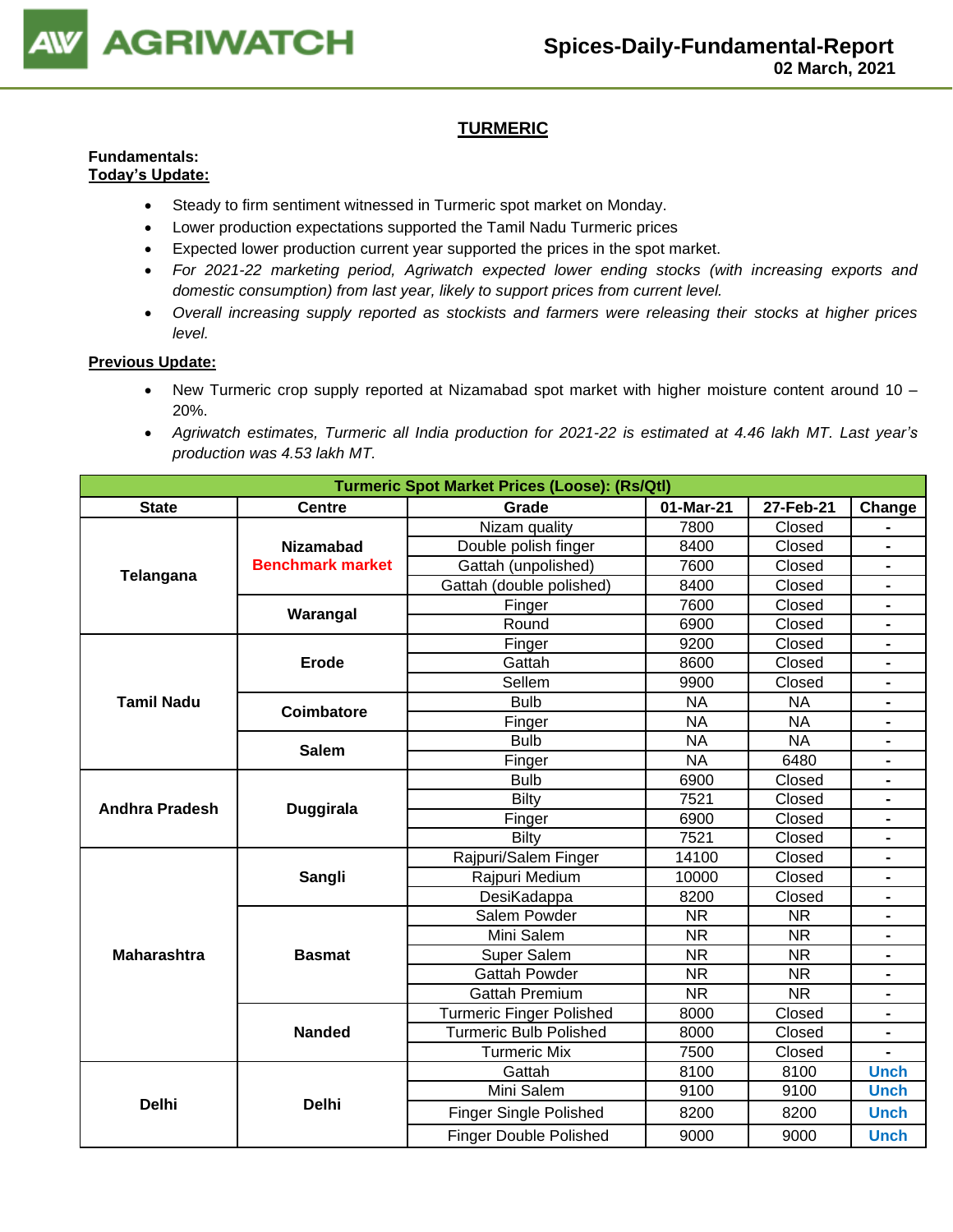## TURMERIC

**Fundamentals:**

**Today's Update:**

- Steady to firm sentiment witnessed in Turmeric spot market on Monday.
- Lower production expectations supported the Tamil Nadu Turmeric prices
- Expected lower production current year supported the prices in the spot market.
- *For 2021-22 marketing period, Agriwatch expected lower ending stocks (with increasing exports and domestic consumption) from last year, likely to support prices from current level.*
- *Overall increasing supply reported as stockists and farmers were releasing their stocks at higher prices level.*

**Previous Update:**

- New Turmeric crop supply reported at Nizamabad spot market with higher moisture content around 10 – 20%.
- *Agriwatch estimates, Turmeric all India production for 2021-22 is estimated at 4.46 lakh MT. Last year's production was 4.53 lakh MT.*

| Turmeric Spot Market Prices (Loose): (Rs/Qtl) | | | | | |
|---|---|---|---|---|---|
| State | Centre | Grade | 01-Mar-21 | 27-Feb-21 | Change |
| Telangana | Nizamabad Benchmark market | Nizam quality | 7800 | Closed | - |
| | | Double polish finger | 8400 | Closed | - |
| | | Gattah (unpolished) | 7600 | Closed | - |
| | | Gattah (double polished) | 8400 | Closed | - |
| | Warangal | Finger | 7600 | Closed | - |
| | | Round | 6900 | Closed | - |
| Tamil Nadu | Erode | Finger | 9200 | Closed | - |
| | | Gattah | 8600 | Closed | - |
| | | Sellem | 9900 | Closed | - |
| | Coimbatore | Bulb | NA | NA | - |
| | | Finger | NA | NA | - |
| | Salem | Bulb | NA | NA | - |
| | | Finger | NA | 6480 | - |
| Andhra Pradesh | Duggirala | Bulb | 6900 | Closed | - |
| | | Bilty | 7521 | Closed | - |
| | | Finger | 6900 | Closed | - |
| | | Bilty | 7521 | Closed | - |
| Maharashtra | Sangli | Rajpuri/Salem Finger | 14100 | Closed | - |
| | | Rajpuri Medium | 10000 | Closed | - |
| | | DesiKadappa | 8200 | Closed | - |
| | Basmat | Salem Powder | NR | NR | - |
| | | Mini Salem | NR | NR | - |
| | | Super Salem | NR | NR | - |
| | | Gattah Powder | NR | NR | - |
| | | Gattah Premium | NR | NR | - |
| | Nanded | Turmeric Finger Polished | 8000 | Closed | - |
| | | Turmeric Bulb Polished | 8000 | Closed | - |
| | | Turmeric Mix | 7500 | Closed | - |
| Delhi | Delhi | Gattah | 8100 | 8100 | Unch |
| | | Mini Salem | 9100 | 9100 | Unch |
| | | Finger Single Polished | 8200 | 8200 | Unch |
| | | Finger Double Polished | 9000 | 9000 | Unch |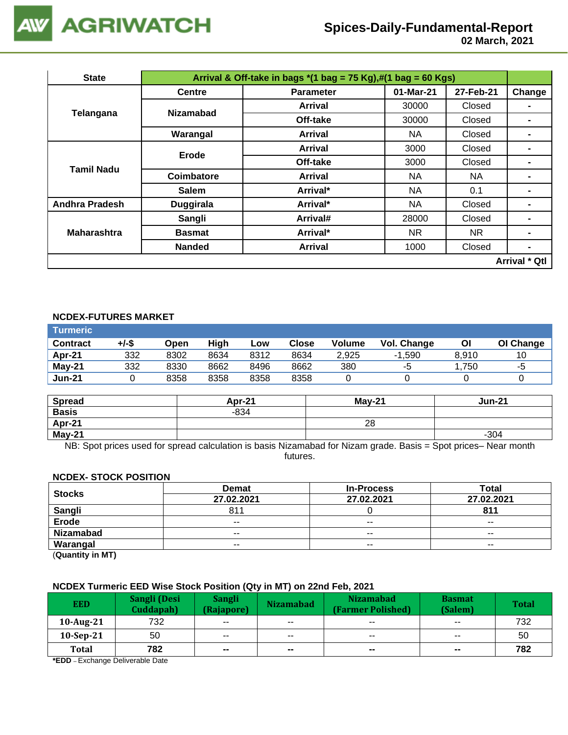# Spices-Daily-Fundamental-Report

**02 March, 2021**

| State | Arrival & Off-take in bags *(1 bag = 75 Kg),#(1 bag = 60 Kgs) | | | | |
|---|---|---|---|---|---|
| | Centre | Parameter | 01-Mar-21 | 27-Feb-21 | Change |
| Telangana | Nizamabad | Arrival | 30000 | Closed | - |
| | | Off-take | 30000 | Closed | - |
| | Warangal | Arrival | NA | Closed | - |
| Tamil Nadu | Erode | Arrival | 3000 | Closed | - |
| | | Off-take | 3000 | Closed | - |
| | Coimbatore | Arrival | NA | NA | - |
| | Salem | Arrival* | NA | 0.1 | - |
| Andhra Pradesh | Duggirala | Arrival* | NA | Closed | - |
| Maharashtra | Sangli | Arrival# | 28000 | Closed | - |
| | Basmat | Arrival* | NR | NR | - |
| | Nanded | Arrival | 1000 | Closed | - |
| | | | | | Arrival * Qtl |

## NCDEX-FUTURES MARKET

**Turmeric**

| Contract | +/-$ | Open | High | Low | Close | Volume | Vol. Change | OI | OI Change |
|---|---|---|---|---|---|---|---|---|---|
| Apr-21 | 332 | 8302 | 8634 | 8312 | 8634 | 2,925 | -1,590 | 8,910 | 10 |
| May-21 | 332 | 8330 | 8662 | 8496 | 8662 | 380 | -5 | 1,750 | -5 |
| Jun-21 | 0 | 8358 | 8358 | 8358 | 8358 | 0 | 0 | 0 | 0 |

| Spread | Apr-21 | May-21 | Jun-21 |
|---|---|---|---|
| Basis | -834 | | |
| Apr-21 | | 28 | |
| May-21 | | | -304 |

NB: Spot prices used for spread calculation is basis Nizamabad for Nizam grade. Basis = Spot prices– Near month futures.

## NCDEX- STOCK POSITION

| Stocks | Demat | In-Process | Total |
|---|---|---|---|
| | 27.02.2021 | 27.02.2021 | 27.02.2021 |
| Sangli | 811 | 0 | **811** |
| Erode | -- | -- | -- |
| Nizamabad | -- | -- | -- |
| Warangal | -- | -- | -- |

(**Quantity in MT**)

## NCDEX Turmeric EED Wise Stock Position (Qty in MT) on 22nd Feb, 2021

| EED | Sangli (Desi Cuddapah) | Sangli (Rajapore) | Nizamabad | Nizamabad (Farmer Polished) | Basmat (Salem) | Total |
|---|---|---|---|---|---|---|
| 10-Aug-21 | 732 | -- | -- | -- | -- | 732 |
| 10-Sep-21 | 50 | -- | -- | -- | -- | 50 |
| **Total** | **782** | **--** | **--** | **--** | **--** | **782** |

***EDD** – Exchange Deliverable Date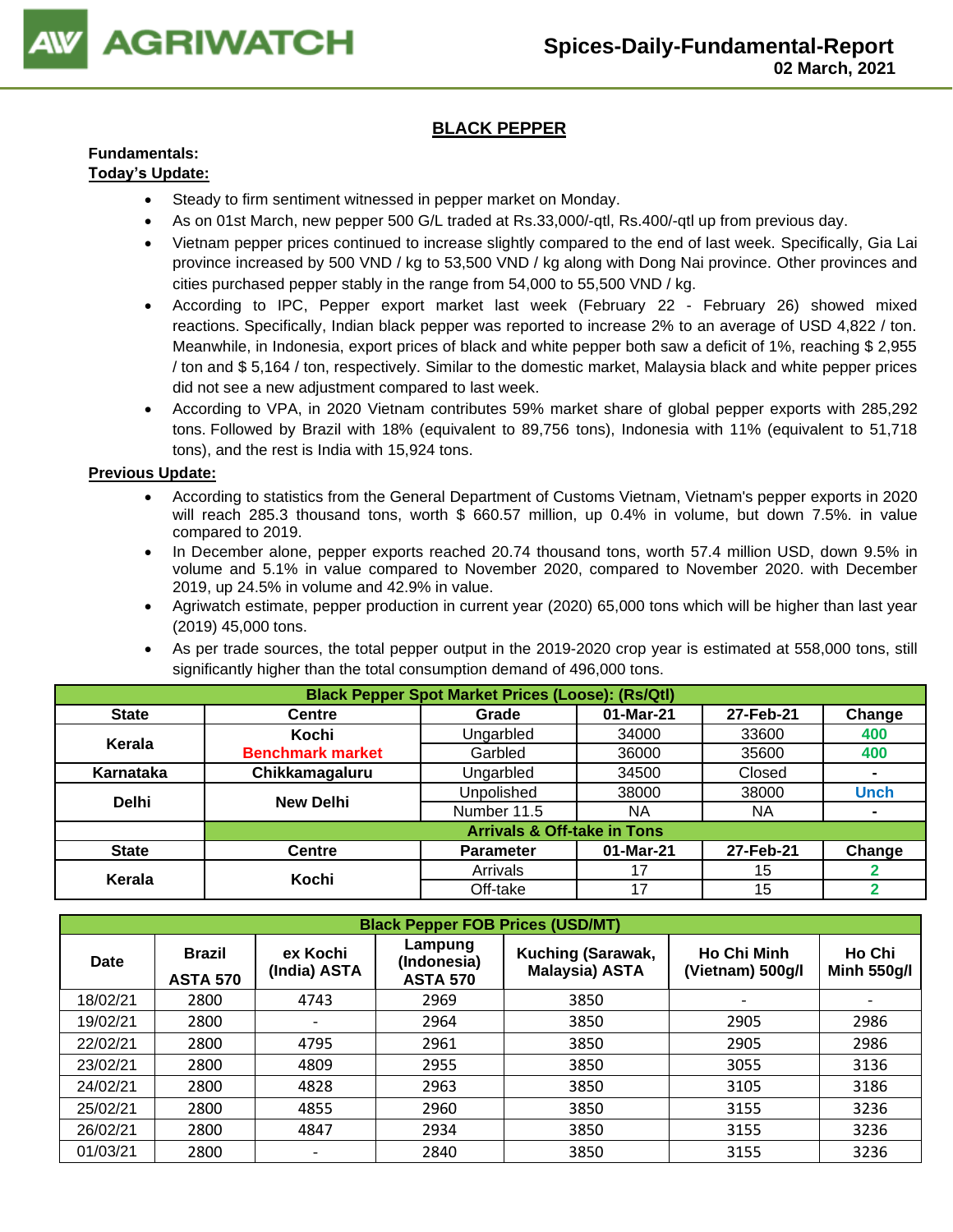## BLACK PEPPER

**Fundamentals:**

**Today's Update:**

- Steady to firm sentiment witnessed in pepper market on Monday.
- As on 01st March, new pepper 500 G/L traded at Rs.33,000/-qtl, Rs.400/-qtl up from previous day.
- Vietnam pepper prices continued to increase slightly compared to the end of last week. Specifically, Gia Lai province increased by 500 VND / kg to 53,500 VND / kg along with Dong Nai province. Other provinces and cities purchased pepper stably in the range from 54,000 to 55,500 VND / kg.
- According to IPC, Pepper export market last week (February 22 - February 26) showed mixed reactions. Specifically, Indian black pepper was reported to increase 2% to an average of USD 4,822 / ton. Meanwhile, in Indonesia, export prices of black and white pepper both saw a deficit of 1%, reaching $ 2,955 / ton and $ 5,164 / ton, respectively. Similar to the domestic market, Malaysia black and white pepper prices did not see a new adjustment compared to last week.
- According to VPA, in 2020 Vietnam contributes 59% market share of global pepper exports with 285,292 tons. Followed by Brazil with 18% (equivalent to 89,756 tons), Indonesia with 11% (equivalent to 51,718 tons), and the rest is India with 15,924 tons.

**Previous Update:**

- According to statistics from the General Department of Customs Vietnam, Vietnam's pepper exports in 2020 will reach 285.3 thousand tons, worth $ 660.57 million, up 0.4% in volume, but down 7.5%. in value compared to 2019.
- In December alone, pepper exports reached 20.74 thousand tons, worth 57.4 million USD, down 9.5% in volume and 5.1% in value compared to November 2020, compared to November 2020. with December 2019, up 24.5% in volume and 42.9% in value.
- Agriwatch estimate, pepper production in current year (2020) 65,000 tons which will be higher than last year (2019) 45,000 tons.
- As per trade sources, the total pepper output in the 2019-2020 crop year is estimated at 558,000 tons, still significantly higher than the total consumption demand of 496,000 tons.

| Black Pepper Spot Market Prices (Loose): (Rs/Qtl) | | | | | |
|---|---|---|---|---|---|
| State | Centre | Grade | 01-Mar-21 | 27-Feb-21 | Change |
| Kerala | Kochi | Ungarbled | 34000 | 33600 | 400 |
| | Benchmark market | Garbled | 36000 | 35600 | 400 |
| Karnataka | Chikkamagaluru | Ungarbled | 34500 | Closed | - |
| Delhi | New Delhi | Unpolished | 38000 | 38000 | Unch |
| | | Number 11.5 | NA | NA | - |
| | Arrivals & Off-take in Tons | | | | |
| State | Centre | Parameter | 01-Mar-21 | 27-Feb-21 | Change |
| Kerala | Kochi | Arrivals | 17 | 15 | 2 |
| | | Off-take | 17 | 15 | 2 |

| Black Pepper FOB Prices (USD/MT) | | | | | | |
|---|---|---|---|---|---|---|
| Date | Brazil ASTA 570 | ex Kochi (India) ASTA | Lampung (Indonesia) ASTA 570 | Kuching (Sarawak, Malaysia) ASTA | Ho Chi Minh (Vietnam) 500g/l | Ho Chi Minh 550g/l |
| 18/02/21 | 2800 | 4743 | 2969 | 3850 | - | - |
| 19/02/21 | 2800 | - | 2964 | 3850 | 2905 | 2986 |
| 22/02/21 | 2800 | 4795 | 2961 | 3850 | 2905 | 2986 |
| 23/02/21 | 2800 | 4809 | 2955 | 3850 | 3055 | 3136 |
| 24/02/21 | 2800 | 4828 | 2963 | 3850 | 3105 | 3186 |
| 25/02/21 | 2800 | 4855 | 2960 | 3850 | 3155 | 3236 |
| 26/02/21 | 2800 | 4847 | 2934 | 3850 | 3155 | 3236 |
| 01/03/21 | 2800 | - | 2840 | 3850 | 3155 | 3236 |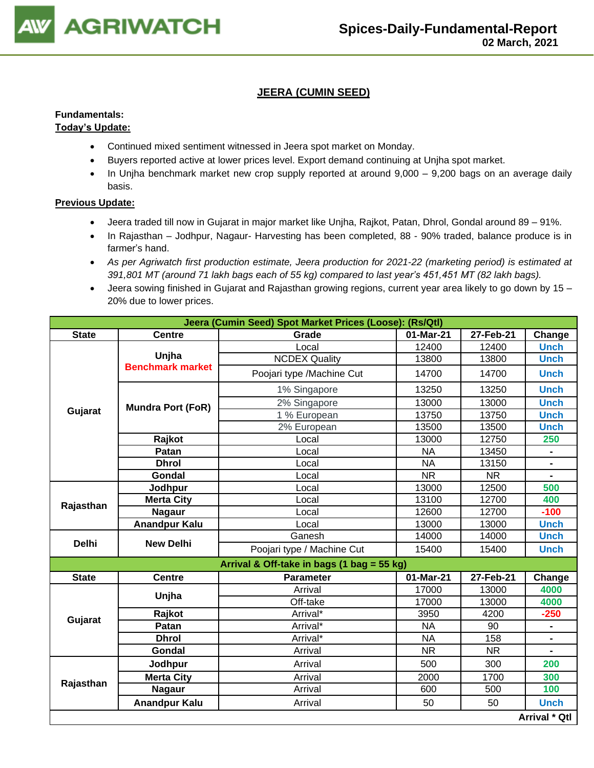# JEERA (CUMIN SEED)

**Fundamentals:**

**Today's Update:**

- Continued mixed sentiment witnessed in Jeera spot market on Monday.
- Buyers reported active at lower prices level. Export demand continuing at Unjha spot market.
- In Unjha benchmark market new crop supply reported at around 9,000 – 9,200 bags on an average daily basis.

**Previous Update:**

- Jeera traded till now in Gujarat in major market like Unjha, Rajkot, Patan, Dhrol, Gondal around 89 – 91%.
- In Rajasthan – Jodhpur, Nagaur- Harvesting has been completed, 88 - 90% traded, balance produce is in farmer's hand.
- *As per Agriwatch first production estimate, Jeera production for 2021-22 (marketing period) is estimated at 391,801 MT (around 71 lakh bags each of 55 kg) compared to last year's 451,451 MT (82 lakh bags).*
- Jeera sowing finished in Gujarat and Rajasthan growing regions, current year area likely to go down by 15 – 20% due to lower prices.

| Jeera (Cumin Seed) Spot Market Prices (Loose): (Rs/Qtl) | | | | | |
|---|---|---|---|---|---|
| **State** | **Centre** | **Grade** | **01-Mar-21** | **27-Feb-21** | **Change** |
| **Gujarat** | **Unjha Benchmark market** | Local | 12400 | 12400 | Unch |
| | | NCDEX Quality | 13800 | 13800 | Unch |
| | | Poojari type /Machine Cut | 14700 | 14700 | Unch |
| | **Mundra Port (FoR)** | 1% Singapore | 13250 | 13250 | Unch |
| | | 2% Singapore | 13000 | 13000 | Unch |
| | | 1 % European | 13750 | 13750 | Unch |
| | | 2% European | 13500 | 13500 | Unch |
| | **Rajkot** | Local | 13000 | 12750 | 250 |
| | **Patan** | Local | NA | 13450 | - |
| | **Dhrol** | Local | NA | 13150 | - |
| | **Gondal** | Local | NR | NR | - |
| **Rajasthan** | **Jodhpur** | Local | 13000 | 12500 | 500 |
| | **Merta City** | Local | 13100 | 12700 | 400 |
| | **Nagaur** | Local | 12600 | 12700 | -100 |
| | **Anandpur Kalu** | Local | 13000 | 13000 | Unch |
| **Delhi** | **New Delhi** | Ganesh | 14000 | 14000 | Unch |
| | | Poojari type / Machine Cut | 15400 | 15400 | Unch |
| **Arrival & Off-take in bags (1 bag = 55 kg)** | | | | | |
| **State** | **Centre** | **Parameter** | **01-Mar-21** | **27-Feb-21** | **Change** |
| **Gujarat** | **Unjha** | Arrival | 17000 | 13000 | 4000 |
| | | Off-take | 17000 | 13000 | 4000 |
| | **Rajkot** | Arrival* | 3950 | 4200 | -250 |
| | **Patan** | Arrival* | NA | 90 | - |
| | **Dhrol** | Arrival* | NA | 158 | - |
| | **Gondal** | Arrival | NR | NR | - |
| **Rajasthan** | **Jodhpur** | Arrival | 500 | 300 | 200 |
| | **Merta City** | Arrival | 2000 | 1700 | 300 |
| | **Nagaur** | Arrival | 600 | 500 | 100 |
| | **Anandpur Kalu** | Arrival | 50 | 50 | Unch |
| | | | | | **Arrival * Qtl** |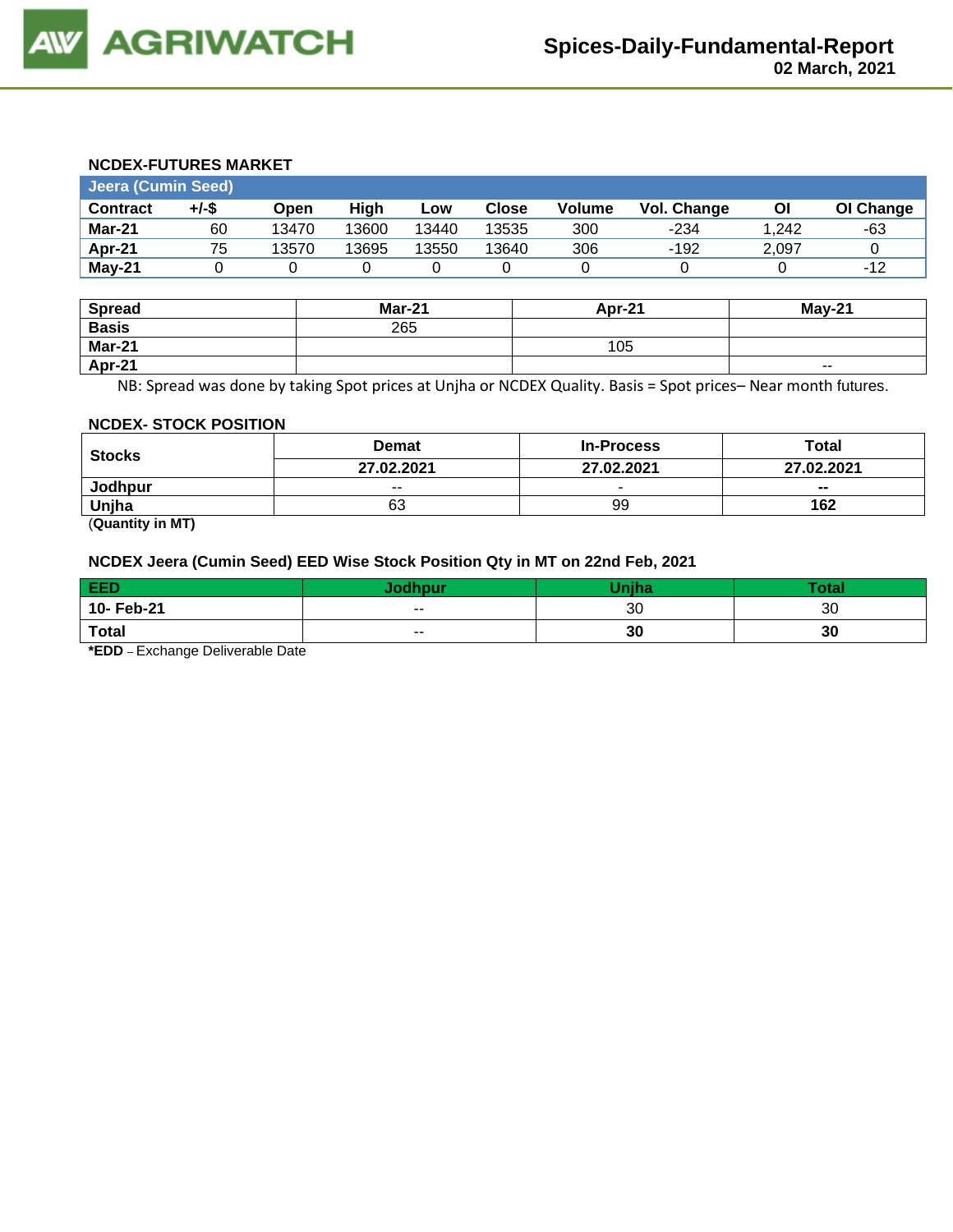## NCDEX-FUTURES MARKET

| Jeera (Cumin Seed) | | | | | | | | | |
|---|---|---|---|---|---|---|---|---|---|
| **Contract** | **+/-$** | **Open** | **High** | **Low** | **Close** | **Volume** | **Vol. Change** | **OI** | **OI Change** |
| **Mar-21** | 60 | 13470 | 13600 | 13440 | 13535 | 300 | -234 | 1,242 | -63 |
| **Apr-21** | 75 | 13570 | 13695 | 13550 | 13640 | 306 | -192 | 2,097 | 0 |
| **May-21** | 0 | 0 | 0 | 0 | 0 | 0 | 0 | 0 | -12 |

| Spread | Mar-21 | Apr-21 | May-21 |
|---|---|---|---|
| **Basis** | 265 | | |
| **Mar-21** | | 105 | |
| **Apr-21** | | | -- |

NB: Spread was done by taking Spot prices at Unjha or NCDEX Quality. Basis = Spot prices– Near month futures.

## NCDEX- STOCK POSITION

| Stocks | Demat | In-Process | Total |
|---|---|---|---|
| | **27.02.2021** | **27.02.2021** | **27.02.2021** |
| **Jodhpur** | -- | - | **--** |
| **Unjha** | 63 | 99 | **162** |

(**Quantity in MT)**

## NCDEX Jeera (Cumin Seed) EED Wise Stock Position Qty in MT on 22nd Feb, 2021

| EED | Jodhpur | Unjha | Total |
|---|---|---|---|
| **10- Feb-21** | -- | 30 | 30 |
| **Total** | -- | **30** | **30** |

***EDD** – Exchange Deliverable Date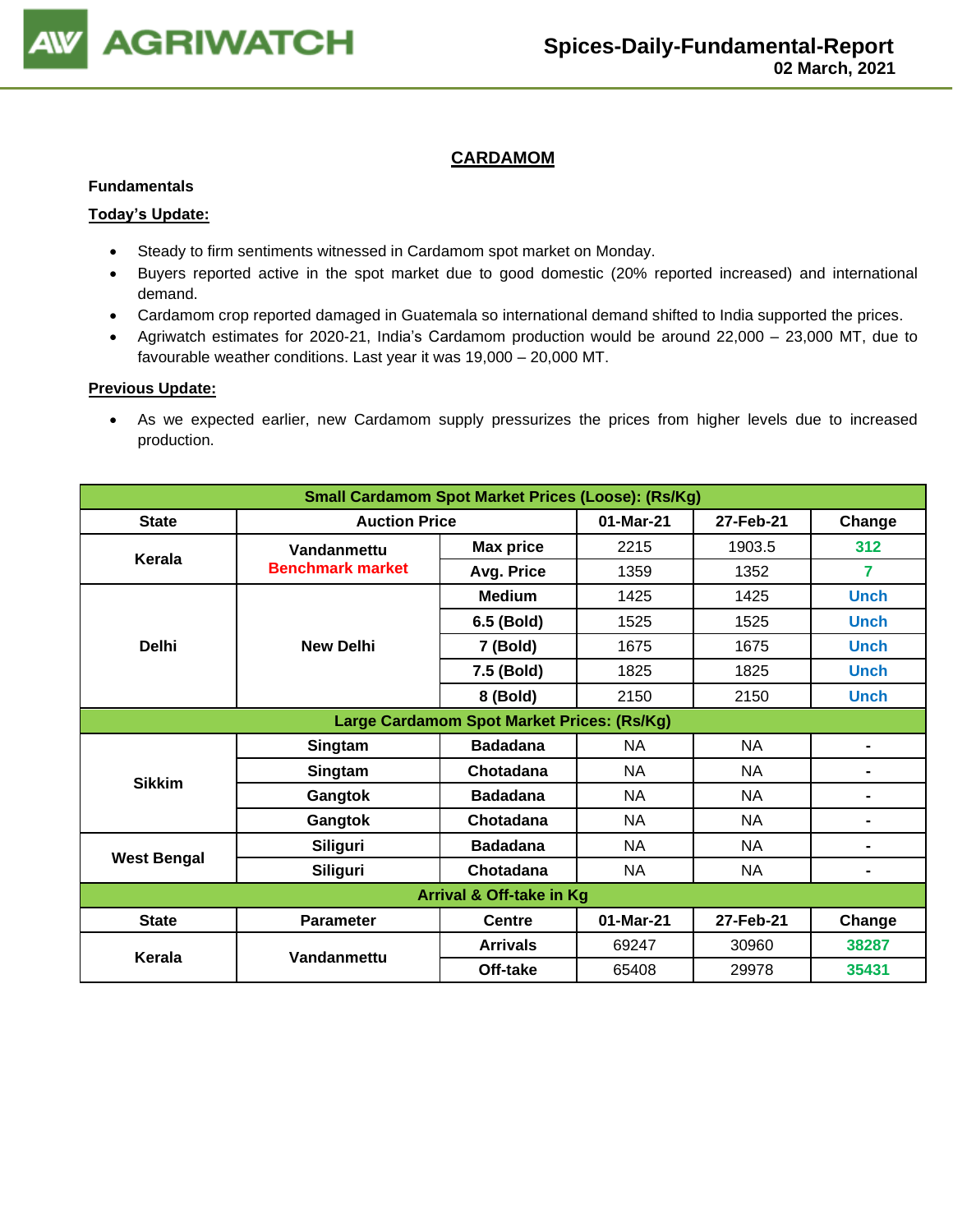## CARDAMOM

**Fundamentals**

**Today's Update:**

- Steady to firm sentiments witnessed in Cardamom spot market on Monday.
- Buyers reported active in the spot market due to good domestic (20% reported increased) and international demand.
- Cardamom crop reported damaged in Guatemala so international demand shifted to India supported the prices.
- Agriwatch estimates for 2020-21, India's Cardamom production would be around 22,000 – 23,000 MT, due to favourable weather conditions. Last year it was 19,000 – 20,000 MT.

**Previous Update:**

- As we expected earlier, new Cardamom supply pressurizes the prices from higher levels due to increased production.

| Small Cardamom Spot Market Prices (Loose): (Rs/Kg) | | | | | |
|---|---|---|---|---|---|
| State | Auction Price | | 01-Mar-21 | 27-Feb-21 | Change |
| Kerala | Vandanmettu Benchmark market | Max price | 2215 | 1903.5 | 312 |
| | | Avg. Price | 1359 | 1352 | 7 |
| Delhi | New Delhi | Medium | 1425 | 1425 | Unch |
| | | 6.5 (Bold) | 1525 | 1525 | Unch |
| | | 7 (Bold) | 1675 | 1675 | Unch |
| | | 7.5 (Bold) | 1825 | 1825 | Unch |
| | | 8 (Bold) | 2150 | 2150 | Unch |
| **Large Cardamom Spot Market Prices: (Rs/Kg)** | | | | | |
| Sikkim | Singtam | Badadana | NA | NA | - |
| | Singtam | Chotadana | NA | NA | - |
| | Gangtok | Badadana | NA | NA | - |
| | Gangtok | Chotadana | NA | NA | - |
| West Bengal | Siliguri | Badadana | NA | NA | - |
| | Siliguri | Chotadana | NA | NA | - |
| **Arrival & Off-take in Kg** | | | | | |
| State | Parameter | Centre | 01-Mar-21 | 27-Feb-21 | Change |
| Kerala | Vandanmettu | Arrivals | 69247 | 30960 | 38287 |
| | | Off-take | 65408 | 29978 | 35431 |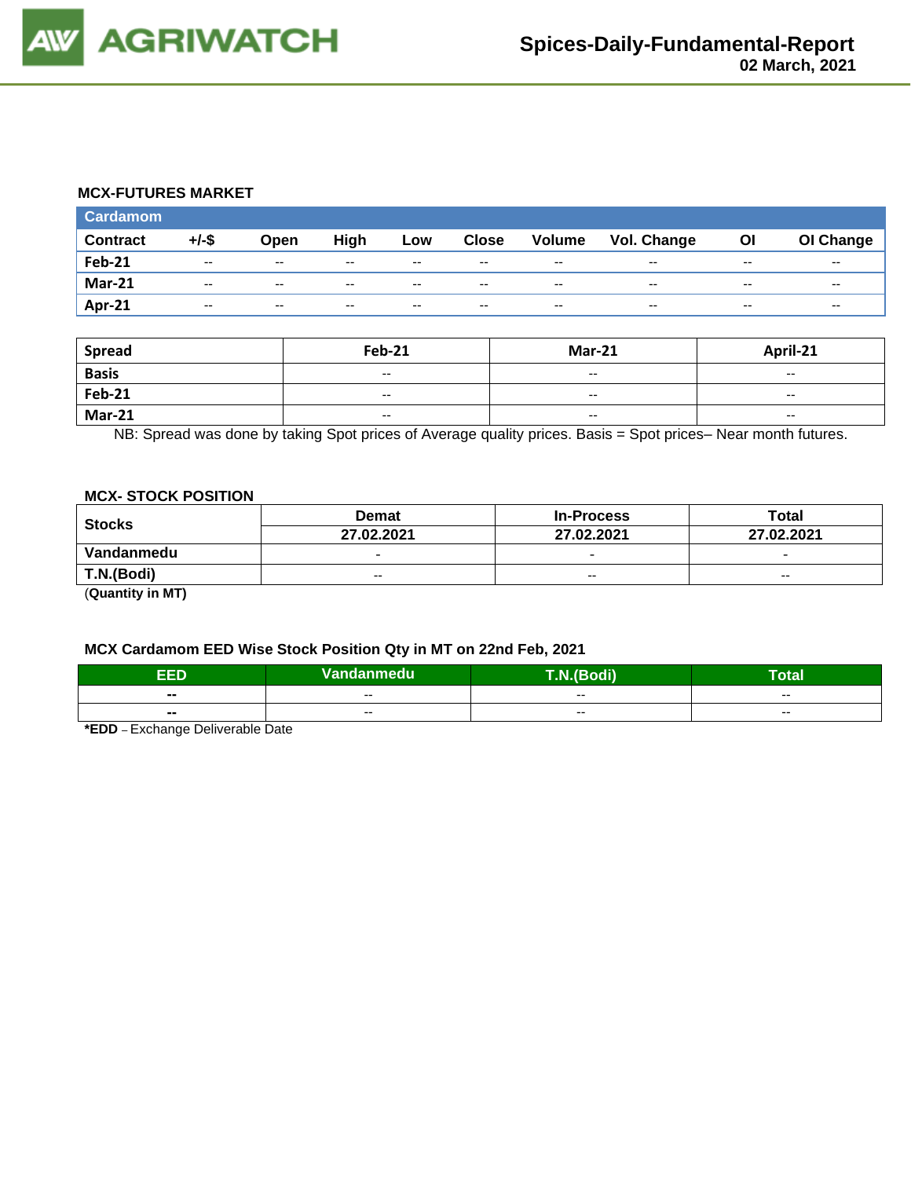## MCX-FUTURES MARKET

| Cardamom | | | | | | | | | |
|---|---|---|---|---|---|---|---|---|---|
| Contract | +/-$ | Open | High | Low | Close | Volume | Vol. Change | OI | OI Change |
| Feb-21 | -- | -- | -- | -- | -- | -- | -- | -- | -- |
| Mar-21 | -- | -- | -- | -- | -- | -- | -- | -- | -- |
| Apr-21 | -- | -- | -- | -- | -- | -- | -- | -- | -- |

| Spread | Feb-21 | Mar-21 | April-21 |
|---|---|---|---|
| Basis | -- | -- | -- |
| Feb-21 | -- | -- | -- |
| Mar-21 | -- | -- | -- |

NB: Spread was done by taking Spot prices of Average quality prices. Basis = Spot prices– Near month futures.

## MCX- STOCK POSITION

| Stocks | Demat | In-Process | Total |
|---|---|---|---|
| | 27.02.2021 | 27.02.2021 | 27.02.2021 |
| Vandanmedu | - | - | - |
| T.N.(Bodi) | -- | -- | -- |

(**Quantity in MT)**

## MCX Cardamom EED Wise Stock Position Qty in MT on 22nd Feb, 2021

| EED | Vandanmedu | T.N.(Bodi) | Total |
|---|---|---|---|
| -- | -- | -- | -- |
| -- | -- | -- | -- |

***EDD** – Exchange Deliverable Date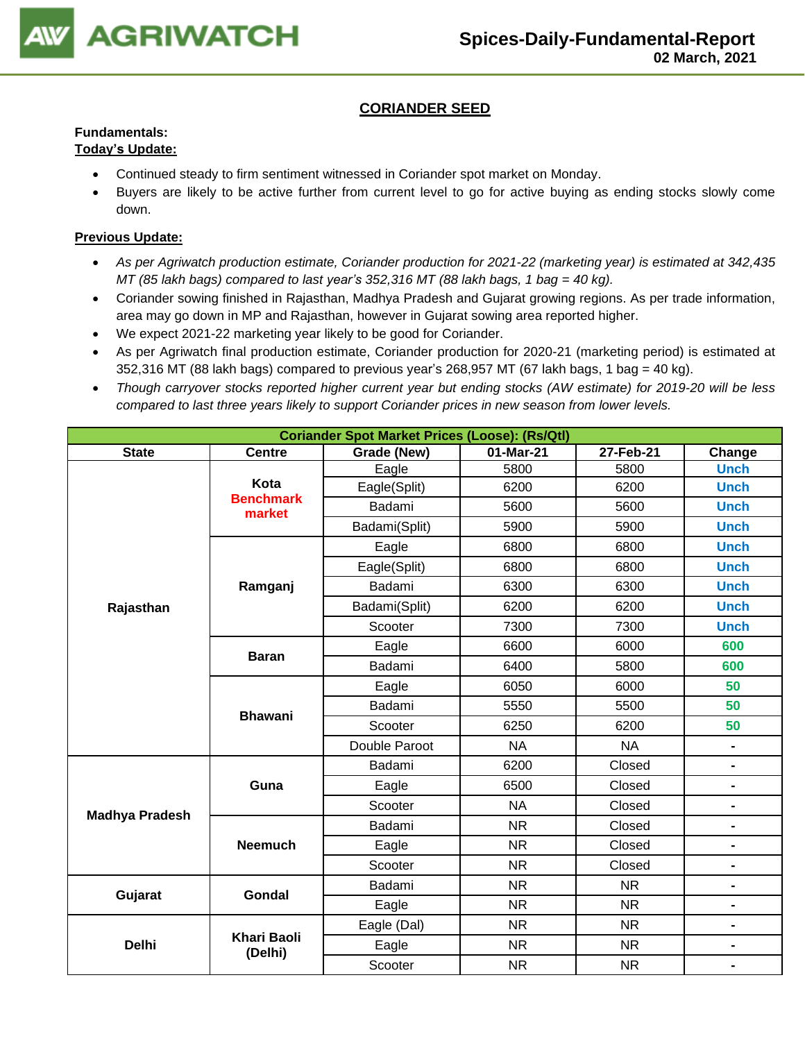## CORIANDER SEED

**Fundamentals:**

**Today's Update:**

- Continued steady to firm sentiment witnessed in Coriander spot market on Monday.
- Buyers are likely to be active further from current level to go for active buying as ending stocks slowly come down.

**Previous Update:**

- *As per Agriwatch production estimate, Coriander production for 2021-22 (marketing year) is estimated at 342,435 MT (85 lakh bags) compared to last year's 352,316 MT (88 lakh bags, 1 bag = 40 kg).*
- Coriander sowing finished in Rajasthan, Madhya Pradesh and Gujarat growing regions. As per trade information, area may go down in MP and Rajasthan, however in Gujarat sowing area reported higher.
- We expect 2021-22 marketing year likely to be good for Coriander.
- As per Agriwatch final production estimate, Coriander production for 2020-21 (marketing period) is estimated at 352,316 MT (88 lakh bags) compared to previous year's 268,957 MT (67 lakh bags, 1 bag = 40 kg).
- *Though carryover stocks reported higher current year but ending stocks (AW estimate) for 2019-20 will be less compared to last three years likely to support Coriander prices in new season from lower levels.*

| Coriander Spot Market Prices (Loose): (Rs/Qtl) | | | | | |
|---|---|---|---|---|---|
| **State** | **Centre** | **Grade (New)** | **01-Mar-21** | **27-Feb-21** | **Change** |
| **Rajasthan** | **Kota Benchmark market** | Eagle | 5800 | 5800 | Unch |
| | | Eagle(Split) | 6200 | 6200 | Unch |
| | | Badami | 5600 | 5600 | Unch |
| | | Badami(Split) | 5900 | 5900 | Unch |
| | **Ramganj** | Eagle | 6800 | 6800 | Unch |
| | | Eagle(Split) | 6800 | 6800 | Unch |
| | | Badami | 6300 | 6300 | Unch |
| | | Badami(Split) | 6200 | 6200 | Unch |
| | | Scooter | 7300 | 7300 | Unch |
| | **Baran** | Eagle | 6600 | 6000 | 600 |
| | | Badami | 6400 | 5800 | 600 |
| | **Bhawani** | Eagle | 6050 | 6000 | 50 |
| | | Badami | 5550 | 5500 | 50 |
| | | Scooter | 6250 | 6200 | 50 |
| | | Double Paroot | NA | NA | - |
| **Madhya Pradesh** | **Guna** | Badami | 6200 | Closed | - |
| | | Eagle | 6500 | Closed | - |
| | | Scooter | NA | Closed | - |
| | **Neemuch** | Badami | NR | Closed | - |
| | | Eagle | NR | Closed | - |
| | | Scooter | NR | Closed | - |
| **Gujarat** | **Gondal** | Badami | NR | NR | - |
| | | Eagle | NR | NR | - |
| **Delhi** | **Khari Baoli (Delhi)** | Eagle (Dal) | NR | NR | - |
| | | Eagle | NR | NR | - |
| | | Scooter | NR | NR | - |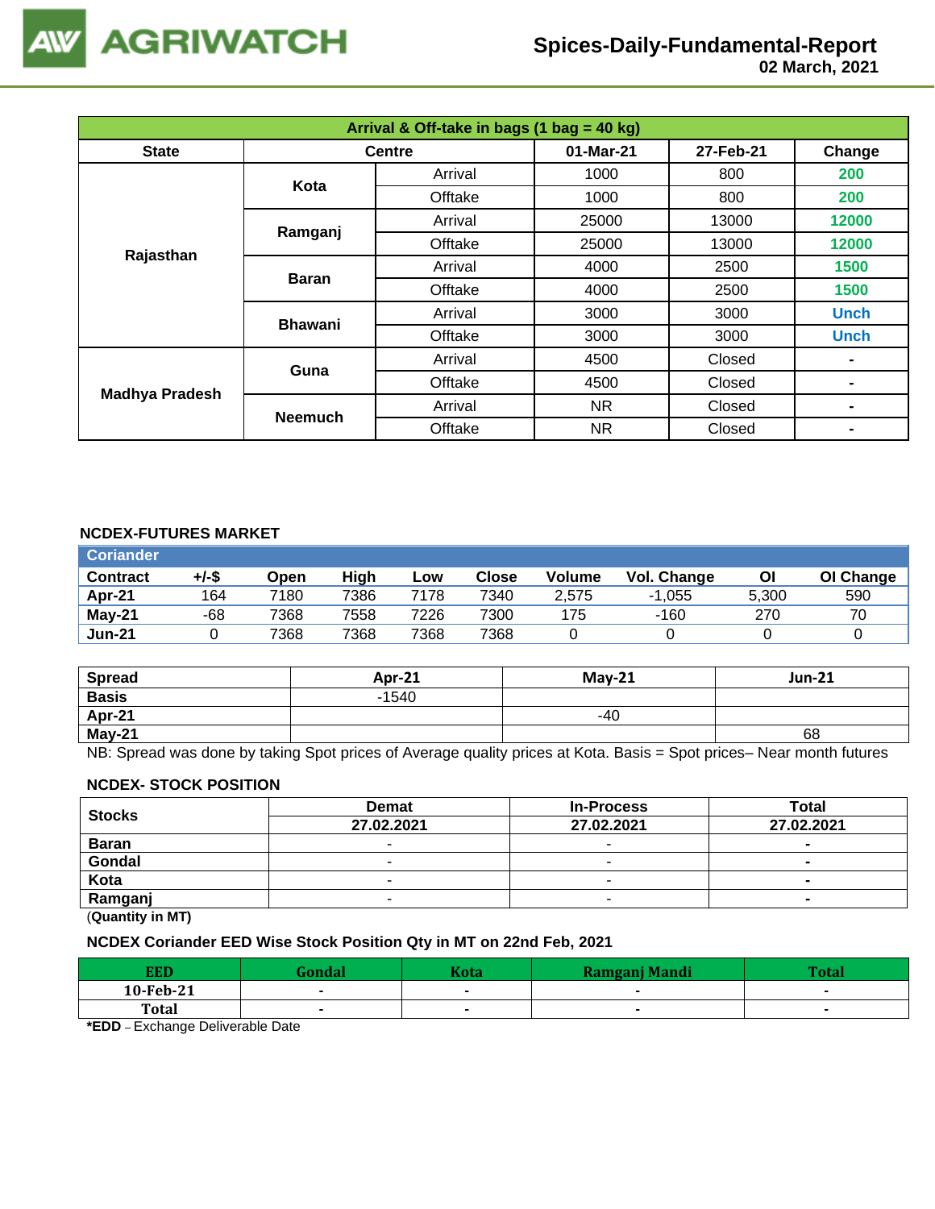## Arrival & Off-take in bags (1 bag = 40 kg)

| State | Centre | | 01-Mar-21 | 27-Feb-21 | Change |
|---|---|---|---|---|---|
| Rajasthan | Kota | Arrival | 1000 | 800 | 200 |
| | | Offtake | 1000 | 800 | 200 |
| | Ramganj | Arrival | 25000 | 13000 | 12000 |
| | | Offtake | 25000 | 13000 | 12000 |
| | Baran | Arrival | 4000 | 2500 | 1500 |
| | | Offtake | 4000 | 2500 | 1500 |
| | Bhawani | Arrival | 3000 | 3000 | Unch |
| | | Offtake | 3000 | 3000 | Unch |
| Madhya Pradesh | Guna | Arrival | 4500 | Closed | - |
| | | Offtake | 4500 | Closed | - |
| | Neemuch | Arrival | NR | Closed | - |
| | | Offtake | NR | Closed | - |

### NCDEX-FUTURES MARKET

**Coriander**

| Contract | +/-$ | Open | High | Low | Close | Volume | Vol. Change | OI | OI Change |
|---|---|---|---|---|---|---|---|---|---|
| Apr-21 | 164 | 7180 | 7386 | 7178 | 7340 | 2,575 | -1,055 | 5,300 | 590 |
| May-21 | -68 | 7368 | 7558 | 7226 | 7300 | 175 | -160 | 270 | 70 |
| Jun-21 | 0 | 7368 | 7368 | 7368 | 7368 | 0 | 0 | 0 | 0 |

| Spread | Apr-21 | May-21 | Jun-21 |
|---|---|---|---|
| Basis | -1540 | | |
| Apr-21 | | -40 | |
| May-21 | | | 68 |

NB: Spread was done by taking Spot prices of Average quality prices at Kota. Basis = Spot prices– Near month futures

### NCDEX- STOCK POSITION

| Stocks | Demat | In-Process | Total |
|---|---|---|---|
| | 27.02.2021 | 27.02.2021 | 27.02.2021 |
| Baran | - | - | - |
| Gondal | - | - | - |
| Kota | - | - | - |
| Ramganj | - | - | - |

(Quantity in MT)

### NCDEX Coriander EED Wise Stock Position Qty in MT on 22nd Feb, 2021

| EED | Gondal | Kota | Ramganj Mandi | Total |
|---|---|---|---|---|
| 10-Feb-21 | - | - | - | - |
| Total | - | - | - | - |

**\*EDD** – Exchange Deliverable Date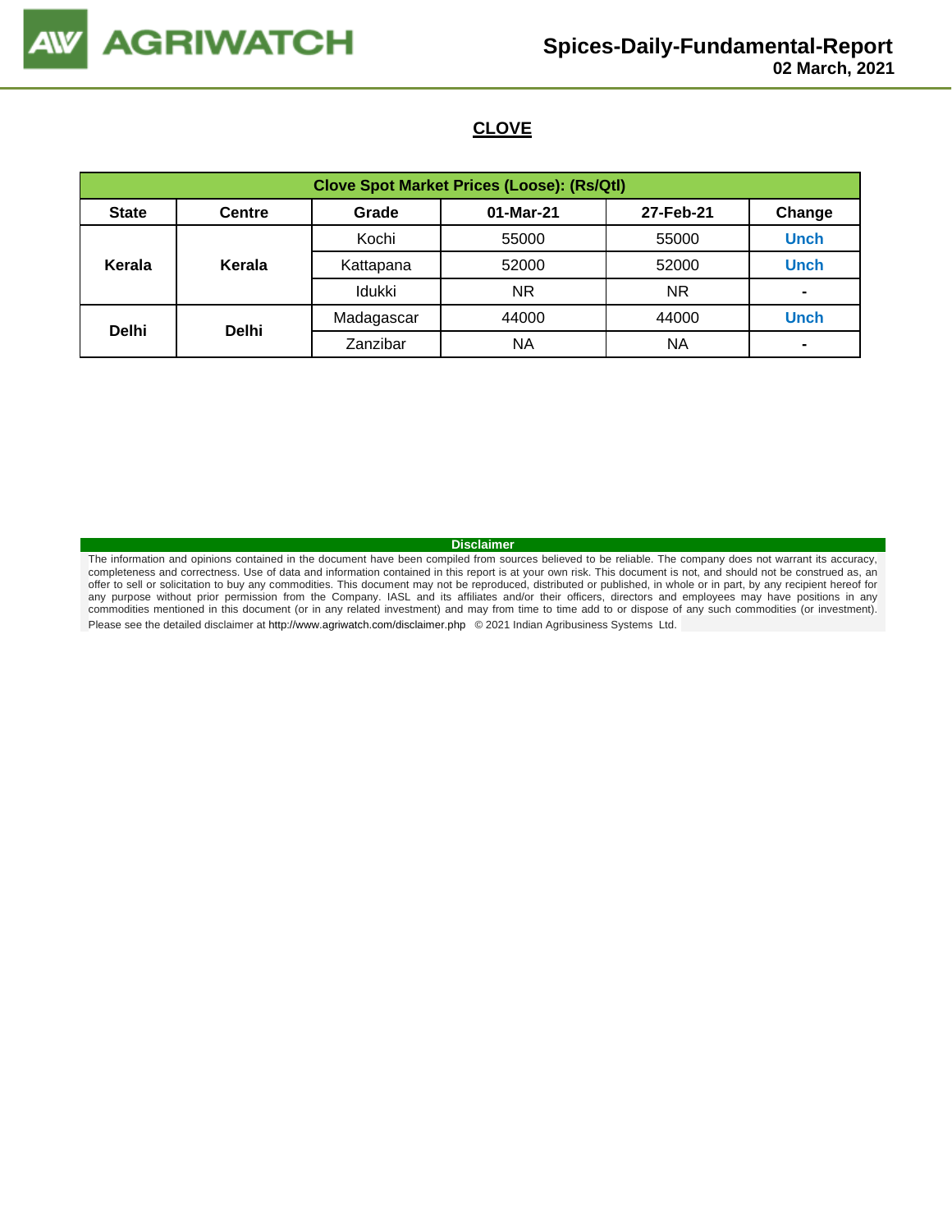## CLOVE

| Clove Spot Market Prices (Loose): (Rs/Qtl) | | | | | |
|---|---|---|---|---|---|
| **State** | **Centre** | **Grade** | **01-Mar-21** | **27-Feb-21** | **Change** |
| **Kerala** | **Kerala** | Kochi | 55000 | 55000 | **Unch** |
| | | Kattapana | 52000 | 52000 | **Unch** |
| | | Idukki | NR | NR | **-** |
| **Delhi** | **Delhi** | Madagascar | 44000 | 44000 | **Unch** |
| | | Zanzibar | NA | NA | **-** |

**Disclaimer**

The information and opinions contained in the document have been compiled from sources believed to be reliable. The company does not warrant its accuracy, completeness and correctness. Use of data and information contained in this report is at your own risk. This document is not, and should not be construed as, an offer to sell or solicitation to buy any commodities. This document may not be reproduced, distributed or published, in whole or in part, by any recipient hereof for any purpose without prior permission from the Company. IASL and its affiliates and/or their officers, directors and employees may have positions in any commodities mentioned in this document (or in any related investment) and may from time to time add to or dispose of any such commodities (or investment). Please see the detailed disclaimer at http://www.agriwatch.com/disclaimer.php © 2021 Indian Agribusiness Systems Ltd.